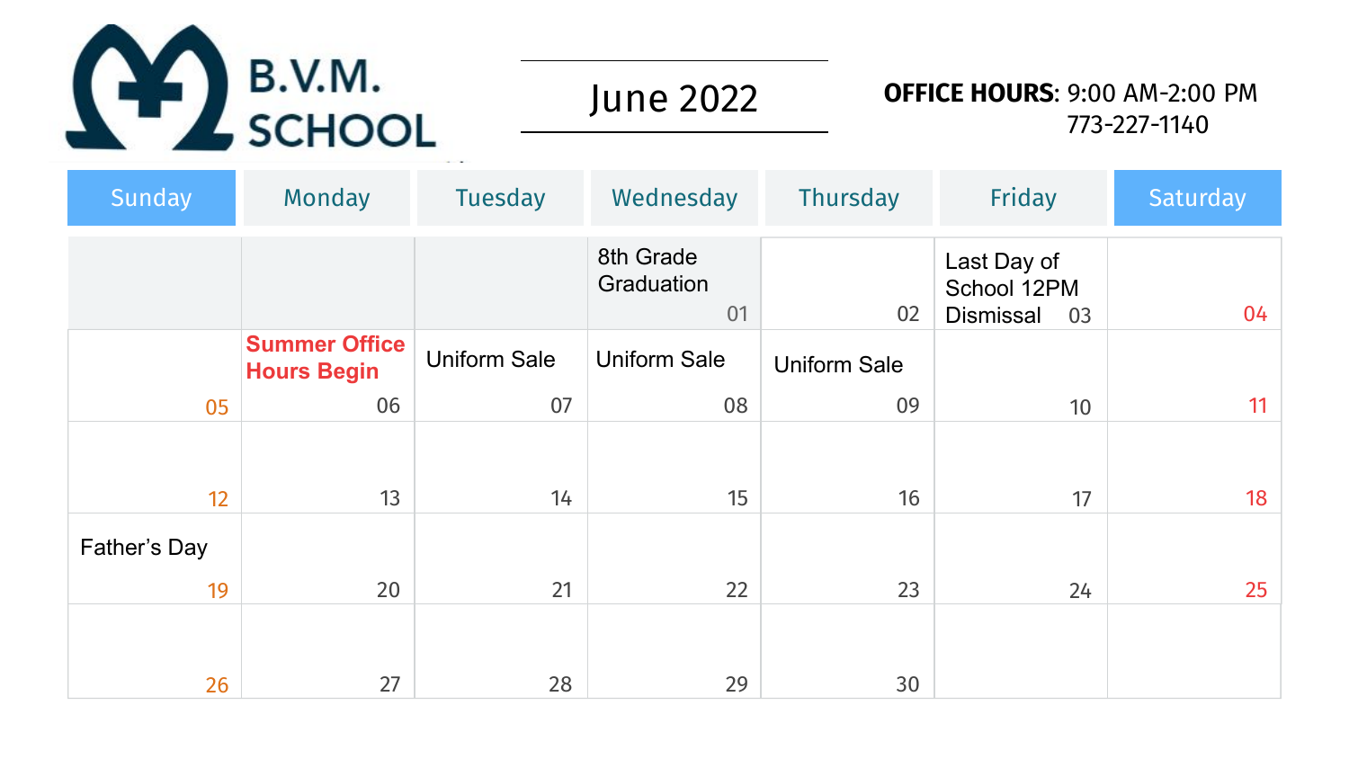# B.V.M. SCHOOL

## June 2022

**OFFICE HOURS**: 9:00 AM-2:00 PM
773-227-1140

| Sunday | Monday | Tuesday | Wednesday | Thursday | Friday | Saturday |
|---|---|---|---|---|---|---|
| | | | 8th Grade Graduation 01 | 02 | Last Day of School 12PM Dismissal 03 | 04 |
| 05 | **Summer Office Hours Begin** 06 | Uniform Sale 07 | Uniform Sale 08 | Uniform Sale 09 | 10 | 11 |
| 12 | 13 | 14 | 15 | 16 | 17 | 18 |
| Father's Day 19 | 20 | 21 | 22 | 23 | 24 | 25 |
| 26 | 27 | 28 | 29 | 30 | | |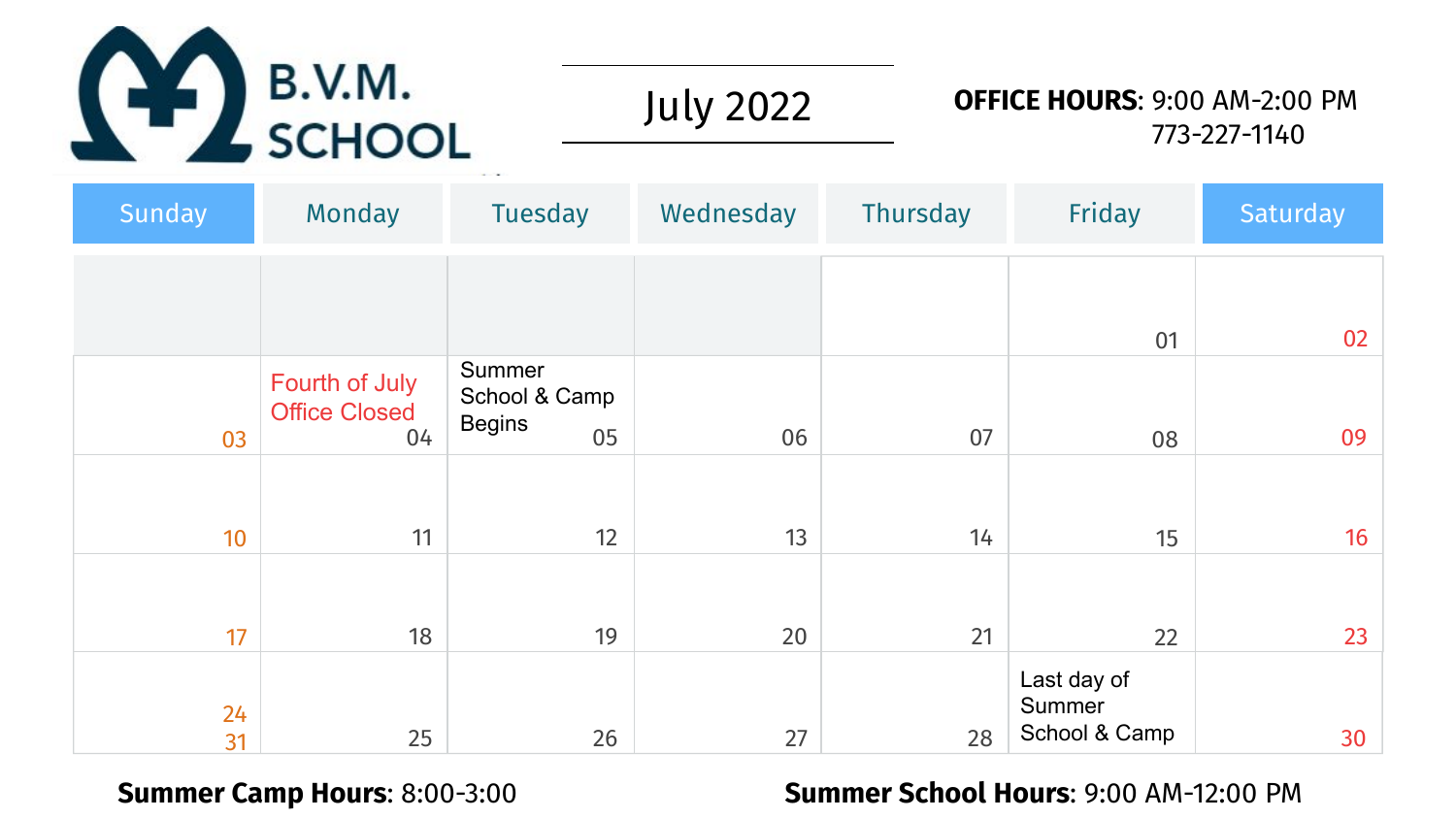# B.V.M. SCHOOL

## July 2022

**OFFICE HOURS**: 9:00 AM-2:00 PM
773-227-1140

| Sunday | Monday | Tuesday | Wednesday | Thursday | Friday | Saturday |
|---|---|---|---|---|---|---|
| | | | | | 01 | 02 |
| 03 | Fourth of July Office Closed 04 | Summer School & Camp Begins 05 | 06 | 07 | 08 | 09 |
| 10 | 11 | 12 | 13 | 14 | 15 | 16 |
| 17 | 18 | 19 | 20 | 21 | 22 | 23 |
| 24 31 | 25 | 26 | 27 | 28 | Last day of Summer School & Camp | 30 |

**Summer Camp Hours**: 8:00-3:00

**Summer School Hours**: 9:00 AM-12:00 PM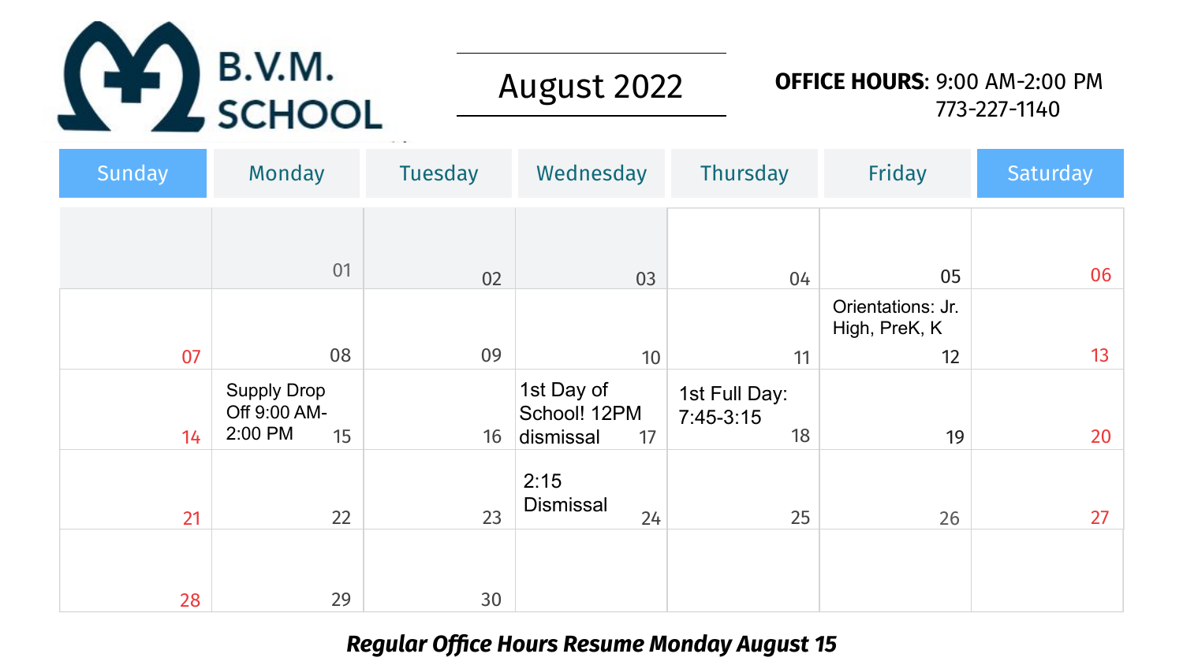# B.V.M. SCHOOL

## August 2022

**OFFICE HOURS**: 9:00 AM-2:00 PM
773-227-1140

| Sunday | Monday | Tuesday | Wednesday | Thursday | Friday | Saturday |
|---|---|---|---|---|---|---|
| | 01 | 02 | 03 | 04 | 05 | 06 |
| 07 | 08 | 09 | 10 | 11 | Orientations: Jr. High, PreK, K 12 | 13 |
| 14 | Supply Drop Off 9:00 AM-2:00 PM 15 | 16 | 1st Day of School! 12PM dismissal 17 | 1st Full Day: 7:45-3:15 18 | 19 | 20 |
| 21 | 22 | 23 | 2:15 Dismissal 24 | 25 | 26 | 27 |
| 28 | 29 | 30 | | | | |

***Regular Office Hours Resume Monday August 15***